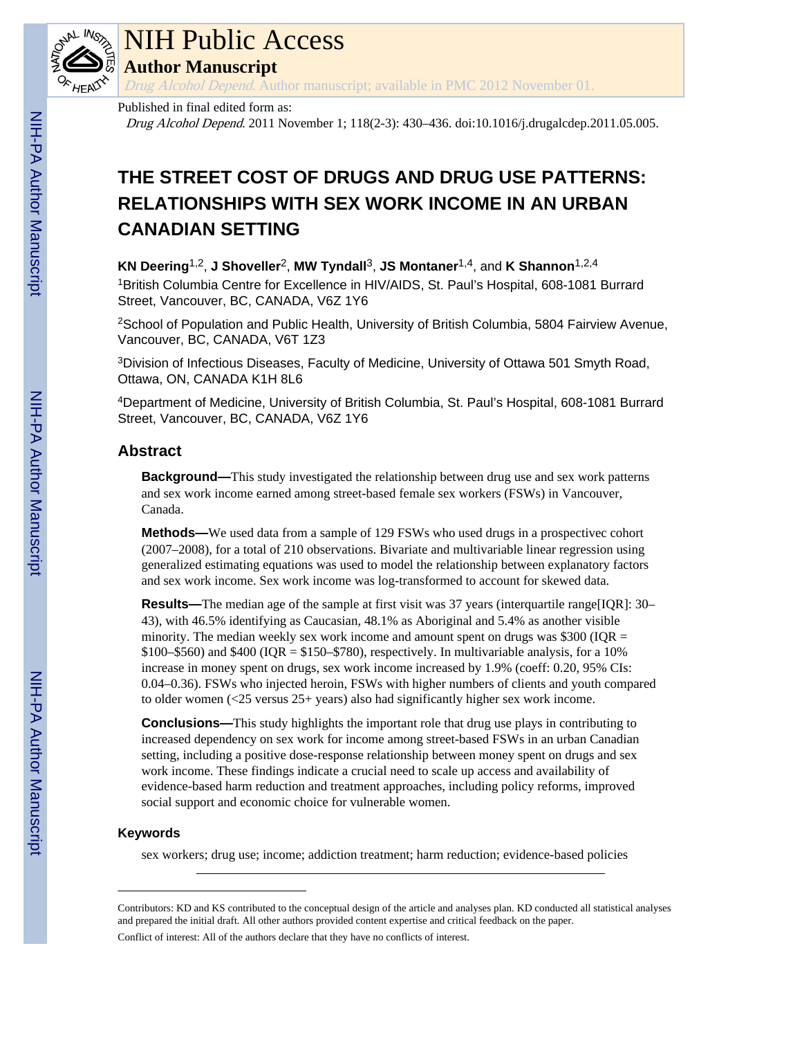Published in final edited form as:

*Drug Alcohol Depend*. 2011 November 1; 118(2-3): 430–436. doi:10.1016/j.drugalcdep.2011.05.005.

# THE STREET COST OF DRUGS AND DRUG USE PATTERNS: RELATIONSHIPS WITH SEX WORK INCOME IN AN URBAN CANADIAN SETTING

**KN Deering**[1,2], **J Shoveller**[2], **MW Tyndall**[3], **JS Montaner**[1,4], and **K Shannon**[1,2,4]

[1]British Columbia Centre for Excellence in HIV/AIDS, St. Paul's Hospital, 608-1081 Burrard Street, Vancouver, BC, CANADA, V6Z 1Y6

[2]School of Population and Public Health, University of British Columbia, 5804 Fairview Avenue, Vancouver, BC, CANADA, V6T 1Z3

[3]Division of Infectious Diseases, Faculty of Medicine, University of Ottawa 501 Smyth Road, Ottawa, ON, CANADA K1H 8L6

[4]Department of Medicine, University of British Columbia, St. Paul's Hospital, 608-1081 Burrard Street, Vancouver, BC, CANADA, V6Z 1Y6

## Abstract

**Background—**This study investigated the relationship between drug use and sex work patterns and sex work income earned among street-based female sex workers (FSWs) in Vancouver, Canada.

**Methods—**We used data from a sample of 129 FSWs who used drugs in a prospectivec cohort (2007–2008), for a total of 210 observations. Bivariate and multivariable linear regression using generalized estimating equations was used to model the relationship between explanatory factors and sex work income. Sex work income was log-transformed to account for skewed data.

**Results—**The median age of the sample at first visit was 37 years (interquartile range[IQR]: 30–43), with 46.5% identifying as Caucasian, 48.1% as Aboriginal and 5.4% as another visible minority. The median weekly sex work income and amount spent on drugs was $300 (IQR = $100–$560) and $400 (IQR = $150–$780), respectively. In multivariable analysis, for a 10% increase in money spent on drugs, sex work income increased by 1.9% (coeff: 0.20, 95% CIs: 0.04–0.36). FSWs who injected heroin, FSWs with higher numbers of clients and youth compared to older women (<25 versus 25+ years) also had significantly higher sex work income.

**Conclusions—**This study highlights the important role that drug use plays in contributing to increased dependency on sex work for income among street-based FSWs in an urban Canadian setting, including a positive dose-response relationship between money spent on drugs and sex work income. These findings indicate a crucial need to scale up access and availability of evidence-based harm reduction and treatment approaches, including policy reforms, improved social support and economic choice for vulnerable women.

### Keywords

sex workers; drug use; income; addiction treatment; harm reduction; evidence-based policies

---

Contributors: KD and KS contributed to the conceptual design of the article and analyses plan. KD conducted all statistical analyses and prepared the initial draft. All other authors provided content expertise and critical feedback on the paper.

Conflict of interest: All of the authors declare that they have no conflicts of interest.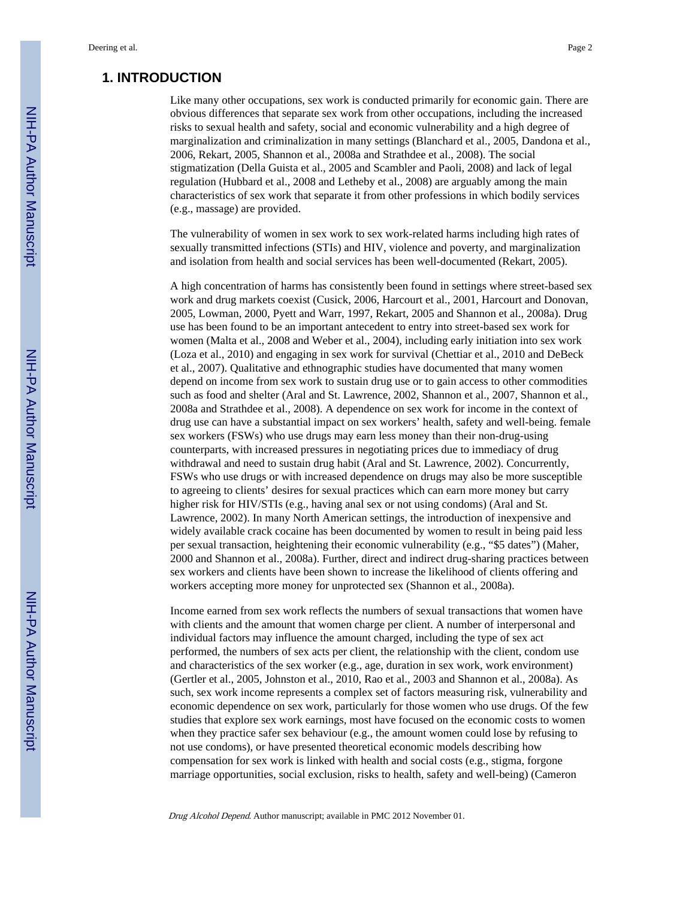## 1. INTRODUCTION

Like many other occupations, sex work is conducted primarily for economic gain. There are obvious differences that separate sex work from other occupations, including the increased risks to sexual health and safety, social and economic vulnerability and a high degree of marginalization and criminalization in many settings (Blanchard et al., 2005, Dandona et al., 2006, Rekart, 2005, Shannon et al., 2008a and Strathdee et al., 2008). The social stigmatization (Della Guista et al., 2005 and Scambler and Paoli, 2008) and lack of legal regulation (Hubbard et al., 2008 and Letheby et al., 2008) are arguably among the main characteristics of sex work that separate it from other professions in which bodily services (e.g., massage) are provided.

The vulnerability of women in sex work to sex work-related harms including high rates of sexually transmitted infections (STIs) and HIV, violence and poverty, and marginalization and isolation from health and social services has been well-documented (Rekart, 2005).

A high concentration of harms has consistently been found in settings where street-based sex work and drug markets coexist (Cusick, 2006, Harcourt et al., 2001, Harcourt and Donovan, 2005, Lowman, 2000, Pyett and Warr, 1997, Rekart, 2005 and Shannon et al., 2008a). Drug use has been found to be an important antecedent to entry into street-based sex work for women (Malta et al., 2008 and Weber et al., 2004), including early initiation into sex work (Loza et al., 2010) and engaging in sex work for survival (Chettiar et al., 2010 and DeBeck et al., 2007). Qualitative and ethnographic studies have documented that many women depend on income from sex work to sustain drug use or to gain access to other commodities such as food and shelter (Aral and St. Lawrence, 2002, Shannon et al., 2007, Shannon et al., 2008a and Strathdee et al., 2008). A dependence on sex work for income in the context of drug use can have a substantial impact on sex workers' health, safety and well-being. female sex workers (FSWs) who use drugs may earn less money than their non-drug-using counterparts, with increased pressures in negotiating prices due to immediacy of drug withdrawal and need to sustain drug habit (Aral and St. Lawrence, 2002). Concurrently, FSWs who use drugs or with increased dependence on drugs may also be more susceptible to agreeing to clients' desires for sexual practices which can earn more money but carry higher risk for HIV/STIs (e.g., having anal sex or not using condoms) (Aral and St. Lawrence, 2002). In many North American settings, the introduction of inexpensive and widely available crack cocaine has been documented by women to result in being paid less per sexual transaction, heightening their economic vulnerability (e.g., "$5 dates") (Maher, 2000 and Shannon et al., 2008a). Further, direct and indirect drug-sharing practices between sex workers and clients have been shown to increase the likelihood of clients offering and workers accepting more money for unprotected sex (Shannon et al., 2008a).

Income earned from sex work reflects the numbers of sexual transactions that women have with clients and the amount that women charge per client. A number of interpersonal and individual factors may influence the amount charged, including the type of sex act performed, the numbers of sex acts per client, the relationship with the client, condom use and characteristics of the sex worker (e.g., age, duration in sex work, work environment) (Gertler et al., 2005, Johnston et al., 2010, Rao et al., 2003 and Shannon et al., 2008a). As such, sex work income represents a complex set of factors measuring risk, vulnerability and economic dependence on sex work, particularly for those women who use drugs. Of the few studies that explore sex work earnings, most have focused on the economic costs to women when they practice safer sex behaviour (e.g., the amount women could lose by refusing to not use condoms), or have presented theoretical economic models describing how compensation for sex work is linked with health and social costs (e.g., stigma, forgone marriage opportunities, social exclusion, risks to health, safety and well-being) (Cameron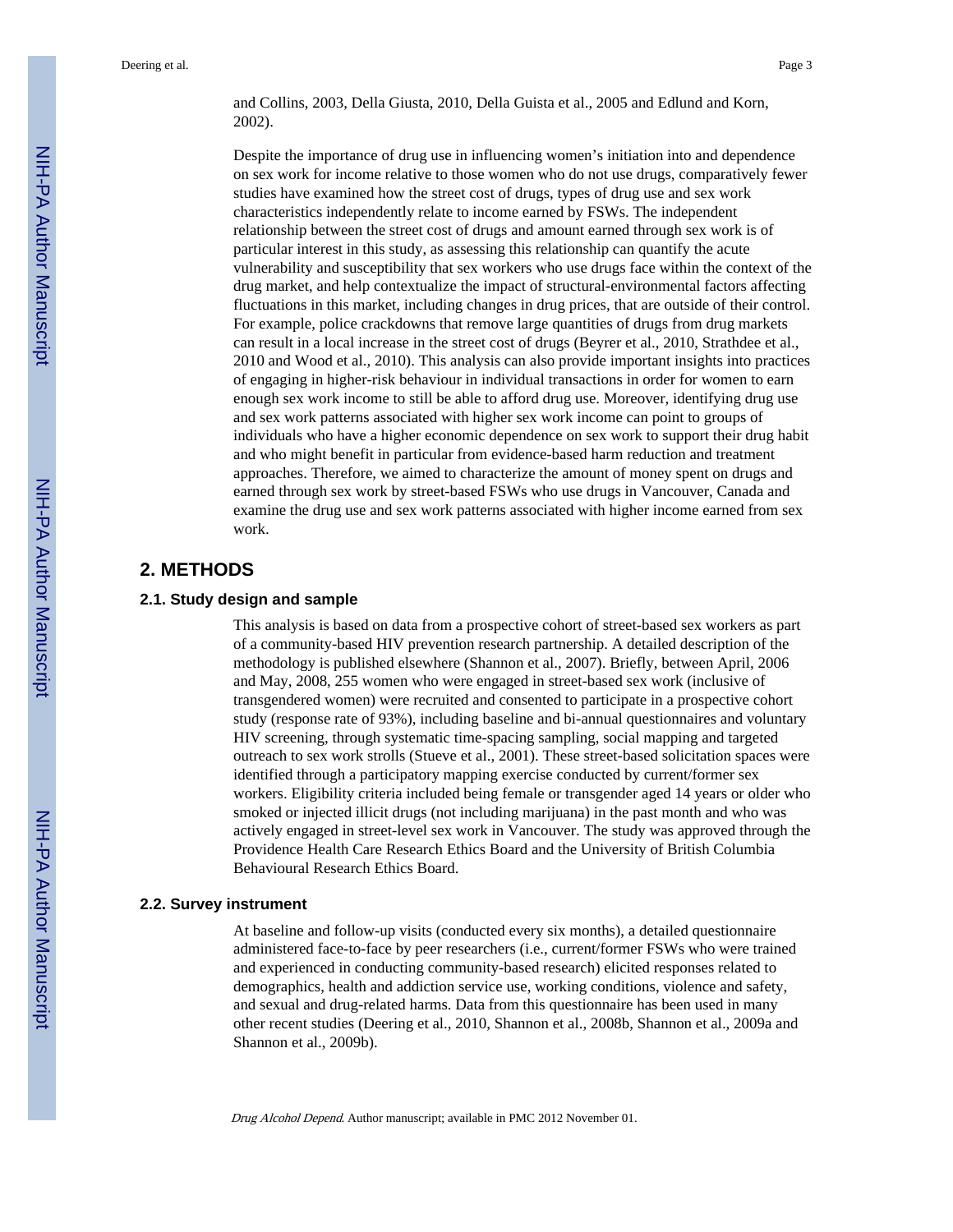and Collins, 2003, Della Giusta, 2010, Della Guista et al., 2005 and Edlund and Korn, 2002).

Despite the importance of drug use in influencing women's initiation into and dependence on sex work for income relative to those women who do not use drugs, comparatively fewer studies have examined how the street cost of drugs, types of drug use and sex work characteristics independently relate to income earned by FSWs. The independent relationship between the street cost of drugs and amount earned through sex work is of particular interest in this study, as assessing this relationship can quantify the acute vulnerability and susceptibility that sex workers who use drugs face within the context of the drug market, and help contextualize the impact of structural-environmental factors affecting fluctuations in this market, including changes in drug prices, that are outside of their control. For example, police crackdowns that remove large quantities of drugs from drug markets can result in a local increase in the street cost of drugs (Beyrer et al., 2010, Strathdee et al., 2010 and Wood et al., 2010). This analysis can also provide important insights into practices of engaging in higher-risk behaviour in individual transactions in order for women to earn enough sex work income to still be able to afford drug use. Moreover, identifying drug use and sex work patterns associated with higher sex work income can point to groups of individuals who have a higher economic dependence on sex work to support their drug habit and who might benefit in particular from evidence-based harm reduction and treatment approaches. Therefore, we aimed to characterize the amount of money spent on drugs and earned through sex work by street-based FSWs who use drugs in Vancouver, Canada and examine the drug use and sex work patterns associated with higher income earned from sex work.

## 2. METHODS

### 2.1. Study design and sample

This analysis is based on data from a prospective cohort of street-based sex workers as part of a community-based HIV prevention research partnership. A detailed description of the methodology is published elsewhere (Shannon et al., 2007). Briefly, between April, 2006 and May, 2008, 255 women who were engaged in street-based sex work (inclusive of transgendered women) were recruited and consented to participate in a prospective cohort study (response rate of 93%), including baseline and bi-annual questionnaires and voluntary HIV screening, through systematic time-spacing sampling, social mapping and targeted outreach to sex work strolls (Stueve et al., 2001). These street-based solicitation spaces were identified through a participatory mapping exercise conducted by current/former sex workers. Eligibility criteria included being female or transgender aged 14 years or older who smoked or injected illicit drugs (not including marijuana) in the past month and who was actively engaged in street-level sex work in Vancouver. The study was approved through the Providence Health Care Research Ethics Board and the University of British Columbia Behavioural Research Ethics Board.

### 2.2. Survey instrument

At baseline and follow-up visits (conducted every six months), a detailed questionnaire administered face-to-face by peer researchers (i.e., current/former FSWs who were trained and experienced in conducting community-based research) elicited responses related to demographics, health and addiction service use, working conditions, violence and safety, and sexual and drug-related harms. Data from this questionnaire has been used in many other recent studies (Deering et al., 2010, Shannon et al., 2008b, Shannon et al., 2009a and Shannon et al., 2009b).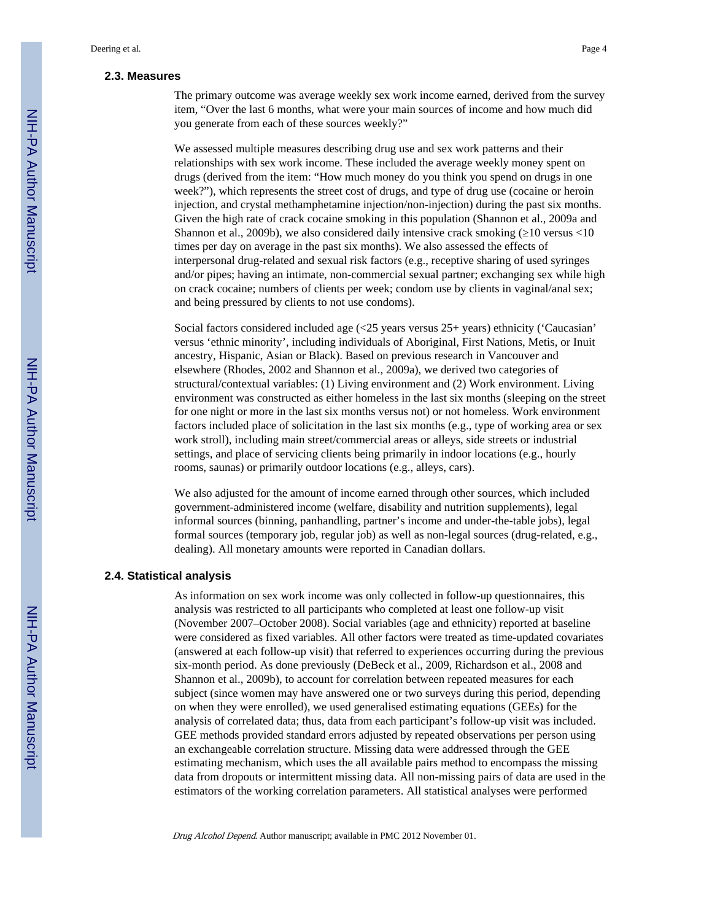### 2.3. Measures

The primary outcome was average weekly sex work income earned, derived from the survey item, "Over the last 6 months, what were your main sources of income and how much did you generate from each of these sources weekly?"

We assessed multiple measures describing drug use and sex work patterns and their relationships with sex work income. These included the average weekly money spent on drugs (derived from the item: "How much money do you think you spend on drugs in one week?"), which represents the street cost of drugs, and type of drug use (cocaine or heroin injection, and crystal methamphetamine injection/non-injection) during the past six months. Given the high rate of crack cocaine smoking in this population (Shannon et al., 2009a and Shannon et al., 2009b), we also considered daily intensive crack smoking (≥10 versus <10 times per day on average in the past six months). We also assessed the effects of interpersonal drug-related and sexual risk factors (e.g., receptive sharing of used syringes and/or pipes; having an intimate, non-commercial sexual partner; exchanging sex while high on crack cocaine; numbers of clients per week; condom use by clients in vaginal/anal sex; and being pressured by clients to not use condoms).

Social factors considered included age (<25 years versus 25+ years) ethnicity ('Caucasian' versus 'ethnic minority', including individuals of Aboriginal, First Nations, Metis, or Inuit ancestry, Hispanic, Asian or Black). Based on previous research in Vancouver and elsewhere (Rhodes, 2002 and Shannon et al., 2009a), we derived two categories of structural/contextual variables: (1) Living environment and (2) Work environment. Living environment was constructed as either homeless in the last six months (sleeping on the street for one night or more in the last six months versus not) or not homeless. Work environment factors included place of solicitation in the last six months (e.g., type of working area or sex work stroll), including main street/commercial areas or alleys, side streets or industrial settings, and place of servicing clients being primarily in indoor locations (e.g., hourly rooms, saunas) or primarily outdoor locations (e.g., alleys, cars).

We also adjusted for the amount of income earned through other sources, which included government-administered income (welfare, disability and nutrition supplements), legal informal sources (binning, panhandling, partner's income and under-the-table jobs), legal formal sources (temporary job, regular job) as well as non-legal sources (drug-related, e.g., dealing). All monetary amounts were reported in Canadian dollars.

### 2.4. Statistical analysis

As information on sex work income was only collected in follow-up questionnaires, this analysis was restricted to all participants who completed at least one follow-up visit (November 2007–October 2008). Social variables (age and ethnicity) reported at baseline were considered as fixed variables. All other factors were treated as time-updated covariates (answered at each follow-up visit) that referred to experiences occurring during the previous six-month period. As done previously (DeBeck et al., 2009, Richardson et al., 2008 and Shannon et al., 2009b), to account for correlation between repeated measures for each subject (since women may have answered one or two surveys during this period, depending on when they were enrolled), we used generalised estimating equations (GEEs) for the analysis of correlated data; thus, data from each participant's follow-up visit was included. GEE methods provided standard errors adjusted by repeated observations per person using an exchangeable correlation structure. Missing data were addressed through the GEE estimating mechanism, which uses the all available pairs method to encompass the missing data from dropouts or intermittent missing data. All non-missing pairs of data are used in the estimators of the working correlation parameters. All statistical analyses were performed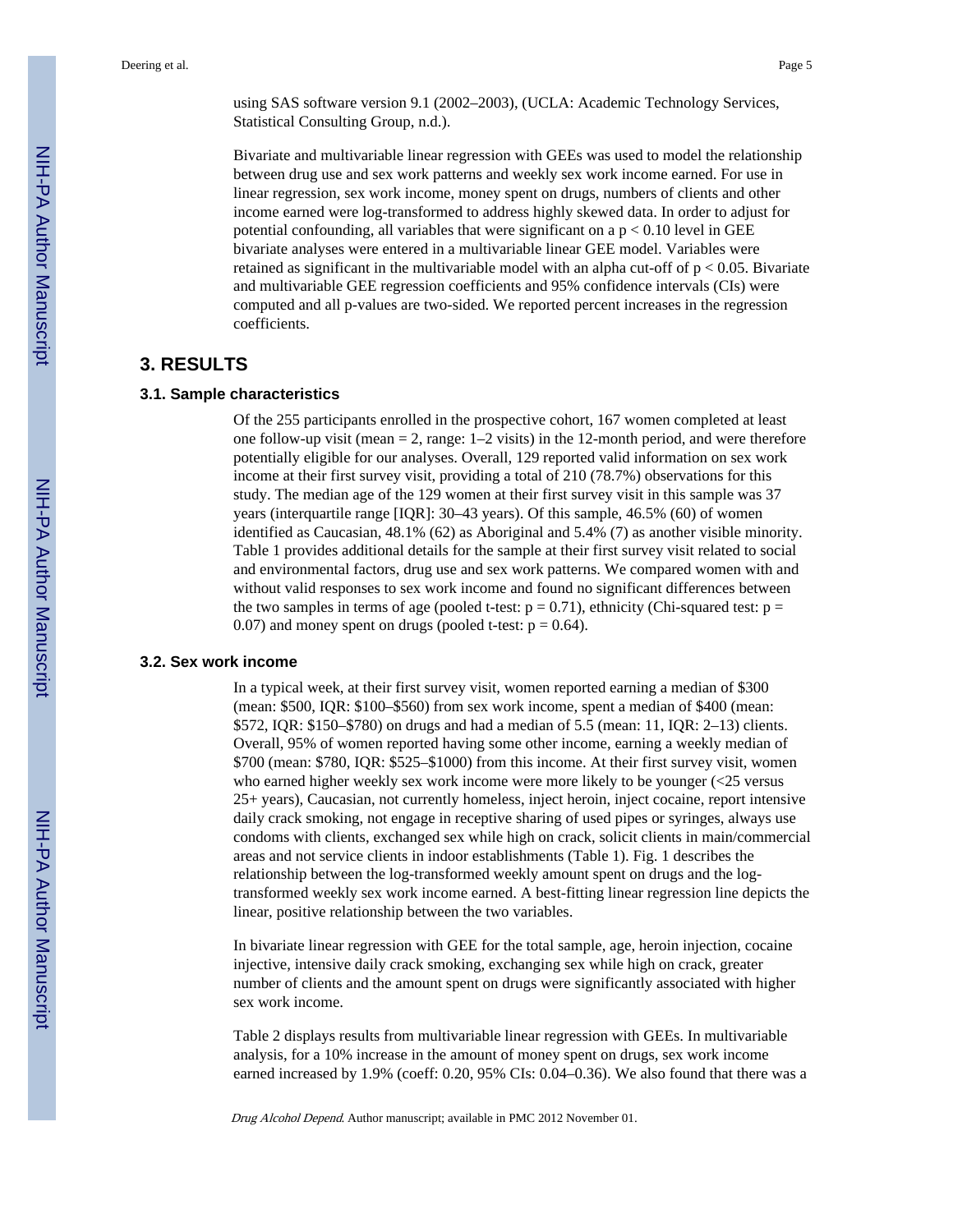using SAS software version 9.1 (2002–2003), (UCLA: Academic Technology Services, Statistical Consulting Group, n.d.).

Bivariate and multivariable linear regression with GEEs was used to model the relationship between drug use and sex work patterns and weekly sex work income earned. For use in linear regression, sex work income, money spent on drugs, numbers of clients and other income earned were log-transformed to address highly skewed data. In order to adjust for potential confounding, all variables that were significant on a $p < 0.10$ level in GEE bivariate analyses were entered in a multivariable linear GEE model. Variables were retained as significant in the multivariable model with an alpha cut-off of $p < 0.05$. Bivariate and multivariable GEE regression coefficients and 95% confidence intervals (CIs) were computed and all p-values are two-sided. We reported percent increases in the regression coefficients.

## 3. RESULTS

### 3.1. Sample characteristics

Of the 255 participants enrolled in the prospective cohort, 167 women completed at least one follow-up visit (mean = 2, range: 1–2 visits) in the 12-month period, and were therefore potentially eligible for our analyses. Overall, 129 reported valid information on sex work income at their first survey visit, providing a total of 210 (78.7%) observations for this study. The median age of the 129 women at their first survey visit in this sample was 37 years (interquartile range [IQR]: 30–43 years). Of this sample, 46.5% (60) of women identified as Caucasian, 48.1% (62) as Aboriginal and 5.4% (7) as another visible minority. Table 1 provides additional details for the sample at their first survey visit related to social and environmental factors, drug use and sex work patterns. We compared women with and without valid responses to sex work income and found no significant differences between the two samples in terms of age (pooled t-test: $p = 0.71$), ethnicity (Chi-squared test: $p = 0.07$) and money spent on drugs (pooled t-test: $p = 0.64$).

### 3.2. Sex work income

In a typical week, at their first survey visit, women reported earning a median of $300 (mean: $500, IQR: $100–$560) from sex work income, spent a median of $400 (mean: $572, IQR: $150–$780) on drugs and had a median of 5.5 (mean: 11, IQR: 2–13) clients. Overall, 95% of women reported having some other income, earning a weekly median of $700 (mean: $780, IQR: $525–$1000) from this income. At their first survey visit, women who earned higher weekly sex work income were more likely to be younger (<25 versus 25+ years), Caucasian, not currently homeless, inject heroin, inject cocaine, report intensive daily crack smoking, not engage in receptive sharing of used pipes or syringes, always use condoms with clients, exchanged sex while high on crack, solicit clients in main/commercial areas and not service clients in indoor establishments (Table 1). Fig. 1 describes the relationship between the log-transformed weekly amount spent on drugs and the log-transformed weekly sex work income earned. A best-fitting linear regression line depicts the linear, positive relationship between the two variables.

In bivariate linear regression with GEE for the total sample, age, heroin injection, cocaine injective, intensive daily crack smoking, exchanging sex while high on crack, greater number of clients and the amount spent on drugs were significantly associated with higher sex work income.

Table 2 displays results from multivariable linear regression with GEEs. In multivariable analysis, for a 10% increase in the amount of money spent on drugs, sex work income earned increased by 1.9% (coeff: 0.20, 95% CIs: 0.04–0.36). We also found that there was a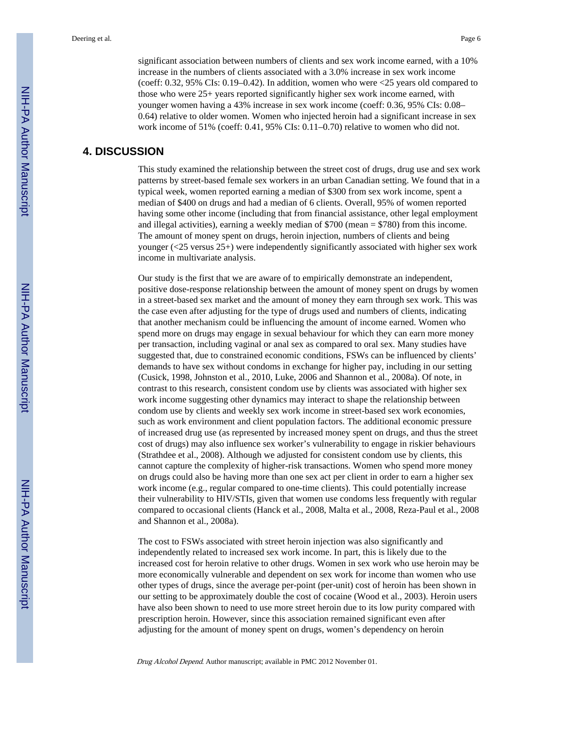significant association between numbers of clients and sex work income earned, with a 10% increase in the numbers of clients associated with a 3.0% increase in sex work income (coeff: 0.32, 95% CIs: 0.19–0.42). In addition, women who were <25 years old compared to those who were 25+ years reported significantly higher sex work income earned, with younger women having a 43% increase in sex work income (coeff: 0.36, 95% CIs: 0.08–0.64) relative to older women. Women who injected heroin had a significant increase in sex work income of 51% (coeff: 0.41, 95% CIs: 0.11–0.70) relative to women who did not.

## 4. DISCUSSION

This study examined the relationship between the street cost of drugs, drug use and sex work patterns by street-based female sex workers in an urban Canadian setting. We found that in a typical week, women reported earning a median of $300 from sex work income, spent a median of $400 on drugs and had a median of 6 clients. Overall, 95% of women reported having some other income (including that from financial assistance, other legal employment and illegal activities), earning a weekly median of $700 (mean = $780) from this income. The amount of money spent on drugs, heroin injection, numbers of clients and being younger (<25 versus 25+) were independently significantly associated with higher sex work income in multivariate analysis.

Our study is the first that we are aware of to empirically demonstrate an independent, positive dose-response relationship between the amount of money spent on drugs by women in a street-based sex market and the amount of money they earn through sex work. This was the case even after adjusting for the type of drugs used and numbers of clients, indicating that another mechanism could be influencing the amount of income earned. Women who spend more on drugs may engage in sexual behaviour for which they can earn more money per transaction, including vaginal or anal sex as compared to oral sex. Many studies have suggested that, due to constrained economic conditions, FSWs can be influenced by clients' demands to have sex without condoms in exchange for higher pay, including in our setting (Cusick, 1998, Johnston et al., 2010, Luke, 2006 and Shannon et al., 2008a). Of note, in contrast to this research, consistent condom use by clients was associated with higher sex work income suggesting other dynamics may interact to shape the relationship between condom use by clients and weekly sex work income in street-based sex work economies, such as work environment and client population factors. The additional economic pressure of increased drug use (as represented by increased money spent on drugs, and thus the street cost of drugs) may also influence sex worker's vulnerability to engage in riskier behaviours (Strathdee et al., 2008). Although we adjusted for consistent condom use by clients, this cannot capture the complexity of higher-risk transactions. Women who spend more money on drugs could also be having more than one sex act per client in order to earn a higher sex work income (e.g., regular compared to one-time clients). This could potentially increase their vulnerability to HIV/STIs, given that women use condoms less frequently with regular compared to occasional clients (Hanck et al., 2008, Malta et al., 2008, Reza-Paul et al., 2008 and Shannon et al., 2008a).

The cost to FSWs associated with street heroin injection was also significantly and independently related to increased sex work income. In part, this is likely due to the increased cost for heroin relative to other drugs. Women in sex work who use heroin may be more economically vulnerable and dependent on sex work for income than women who use other types of drugs, since the average per-point (per-unit) cost of heroin has been shown in our setting to be approximately double the cost of cocaine (Wood et al., 2003). Heroin users have also been shown to need to use more street heroin due to its low purity compared with prescription heroin. However, since this association remained significant even after adjusting for the amount of money spent on drugs, women's dependency on heroin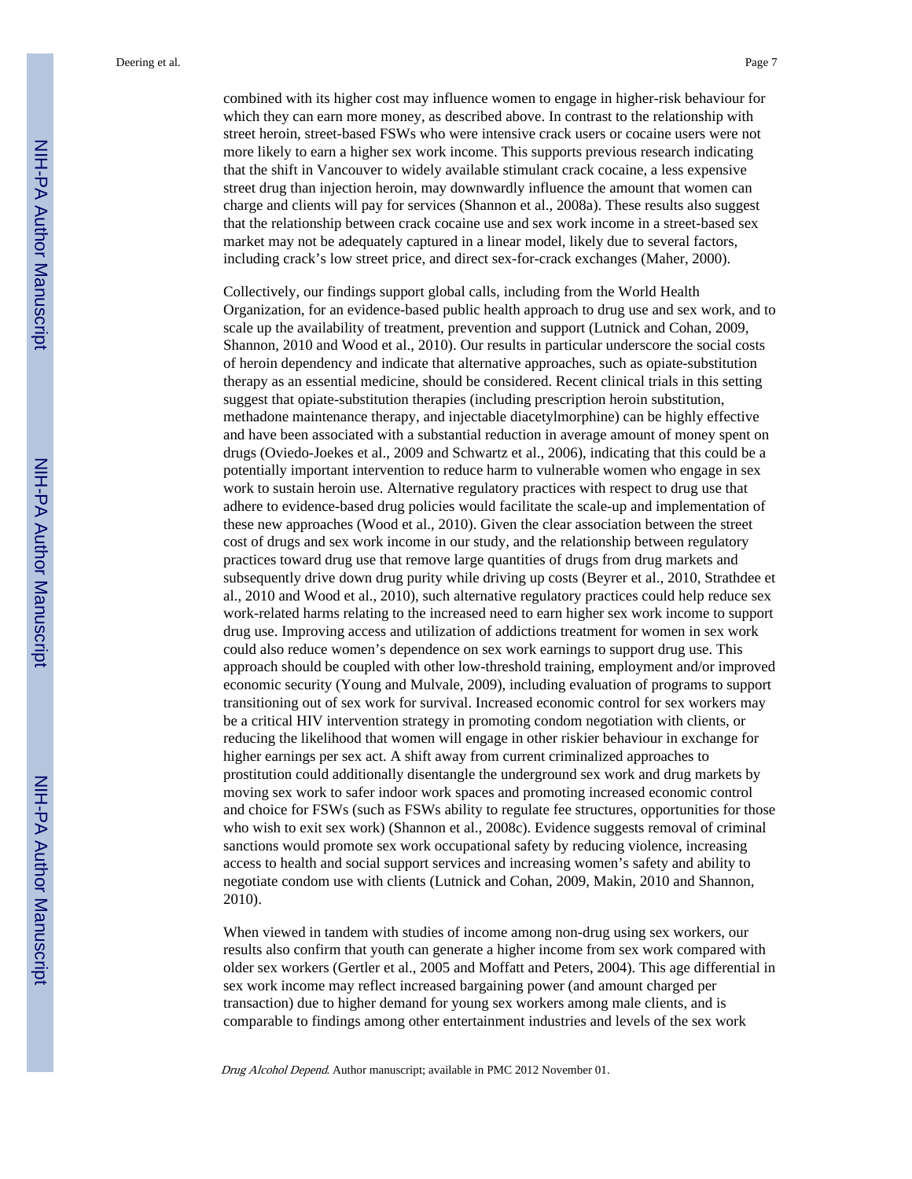combined with its higher cost may influence women to engage in higher-risk behaviour for which they can earn more money, as described above. In contrast to the relationship with street heroin, street-based FSWs who were intensive crack users or cocaine users were not more likely to earn a higher sex work income. This supports previous research indicating that the shift in Vancouver to widely available stimulant crack cocaine, a less expensive street drug than injection heroin, may downwardly influence the amount that women can charge and clients will pay for services (Shannon et al., 2008a). These results also suggest that the relationship between crack cocaine use and sex work income in a street-based sex market may not be adequately captured in a linear model, likely due to several factors, including crack's low street price, and direct sex-for-crack exchanges (Maher, 2000).

Collectively, our findings support global calls, including from the World Health Organization, for an evidence-based public health approach to drug use and sex work, and to scale up the availability of treatment, prevention and support (Lutnick and Cohan, 2009, Shannon, 2010 and Wood et al., 2010). Our results in particular underscore the social costs of heroin dependency and indicate that alternative approaches, such as opiate-substitution therapy as an essential medicine, should be considered. Recent clinical trials in this setting suggest that opiate-substitution therapies (including prescription heroin substitution, methadone maintenance therapy, and injectable diacetylmorphine) can be highly effective and have been associated with a substantial reduction in average amount of money spent on drugs (Oviedo-Joekes et al., 2009 and Schwartz et al., 2006), indicating that this could be a potentially important intervention to reduce harm to vulnerable women who engage in sex work to sustain heroin use. Alternative regulatory practices with respect to drug use that adhere to evidence-based drug policies would facilitate the scale-up and implementation of these new approaches (Wood et al., 2010). Given the clear association between the street cost of drugs and sex work income in our study, and the relationship between regulatory practices toward drug use that remove large quantities of drugs from drug markets and subsequently drive down drug purity while driving up costs (Beyrer et al., 2010, Strathdee et al., 2010 and Wood et al., 2010), such alternative regulatory practices could help reduce sex work-related harms relating to the increased need to earn higher sex work income to support drug use. Improving access and utilization of addictions treatment for women in sex work could also reduce women's dependence on sex work earnings to support drug use. This approach should be coupled with other low-threshold training, employment and/or improved economic security (Young and Mulvale, 2009), including evaluation of programs to support transitioning out of sex work for survival. Increased economic control for sex workers may be a critical HIV intervention strategy in promoting condom negotiation with clients, or reducing the likelihood that women will engage in other riskier behaviour in exchange for higher earnings per sex act. A shift away from current criminalized approaches to prostitution could additionally disentangle the underground sex work and drug markets by moving sex work to safer indoor work spaces and promoting increased economic control and choice for FSWs (such as FSWs ability to regulate fee structures, opportunities for those who wish to exit sex work) (Shannon et al., 2008c). Evidence suggests removal of criminal sanctions would promote sex work occupational safety by reducing violence, increasing access to health and social support services and increasing women's safety and ability to negotiate condom use with clients (Lutnick and Cohan, 2009, Makin, 2010 and Shannon, 2010).

When viewed in tandem with studies of income among non-drug using sex workers, our results also confirm that youth can generate a higher income from sex work compared with older sex workers (Gertler et al., 2005 and Moffatt and Peters, 2004). This age differential in sex work income may reflect increased bargaining power (and amount charged per transaction) due to higher demand for young sex workers among male clients, and is comparable to findings among other entertainment industries and levels of the sex work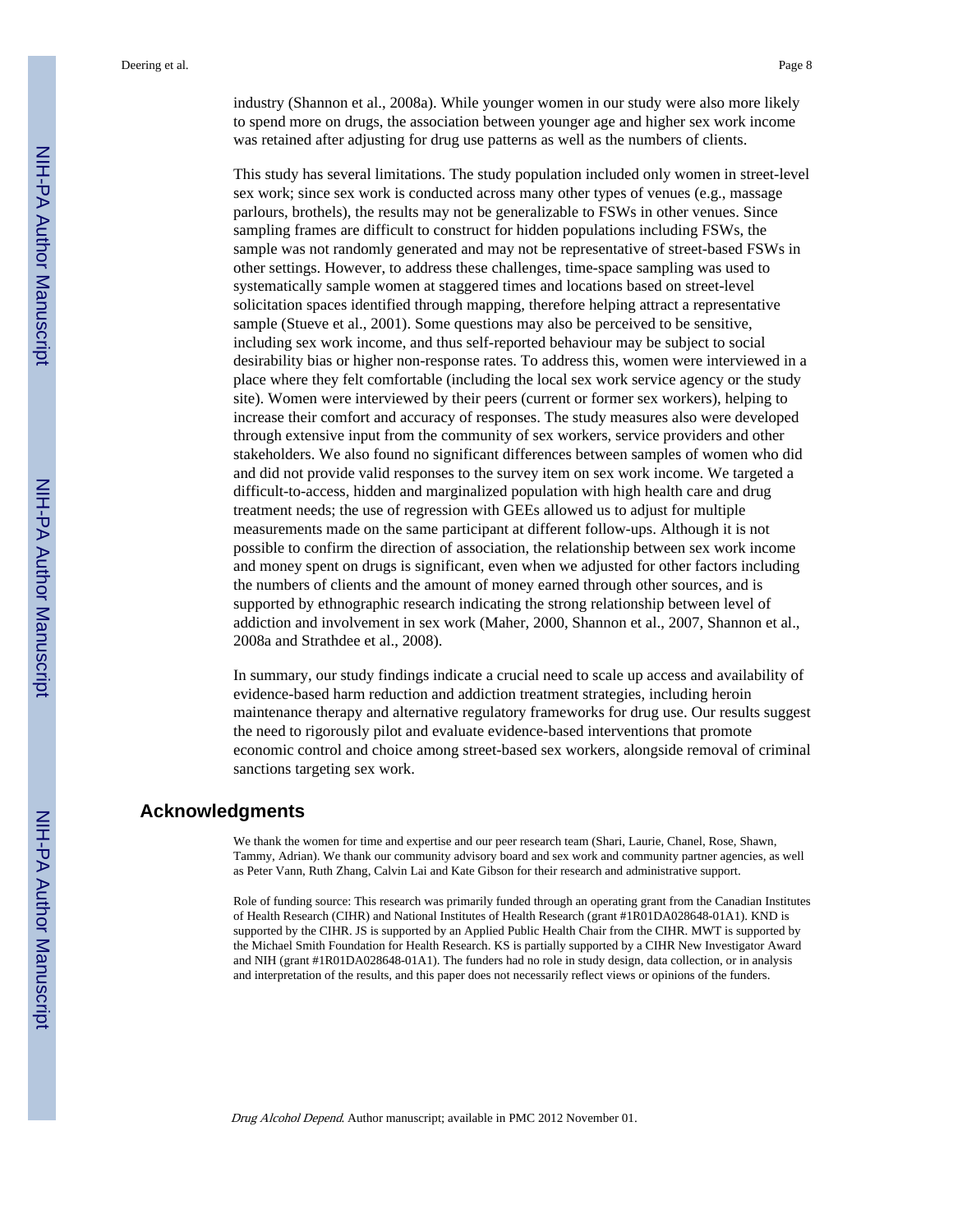industry (Shannon et al., 2008a). While younger women in our study were also more likely to spend more on drugs, the association between younger age and higher sex work income was retained after adjusting for drug use patterns as well as the numbers of clients.

This study has several limitations. The study population included only women in street-level sex work; since sex work is conducted across many other types of venues (e.g., massage parlours, brothels), the results may not be generalizable to FSWs in other venues. Since sampling frames are difficult to construct for hidden populations including FSWs, the sample was not randomly generated and may not be representative of street-based FSWs in other settings. However, to address these challenges, time-space sampling was used to systematically sample women at staggered times and locations based on street-level solicitation spaces identified through mapping, therefore helping attract a representative sample (Stueve et al., 2001). Some questions may also be perceived to be sensitive, including sex work income, and thus self-reported behaviour may be subject to social desirability bias or higher non-response rates. To address this, women were interviewed in a place where they felt comfortable (including the local sex work service agency or the study site). Women were interviewed by their peers (current or former sex workers), helping to increase their comfort and accuracy of responses. The study measures also were developed through extensive input from the community of sex workers, service providers and other stakeholders. We also found no significant differences between samples of women who did and did not provide valid responses to the survey item on sex work income. We targeted a difficult-to-access, hidden and marginalized population with high health care and drug treatment needs; the use of regression with GEEs allowed us to adjust for multiple measurements made on the same participant at different follow-ups. Although it is not possible to confirm the direction of association, the relationship between sex work income and money spent on drugs is significant, even when we adjusted for other factors including the numbers of clients and the amount of money earned through other sources, and is supported by ethnographic research indicating the strong relationship between level of addiction and involvement in sex work (Maher, 2000, Shannon et al., 2007, Shannon et al., 2008a and Strathdee et al., 2008).

In summary, our study findings indicate a crucial need to scale up access and availability of evidence-based harm reduction and addiction treatment strategies, including heroin maintenance therapy and alternative regulatory frameworks for drug use. Our results suggest the need to rigorously pilot and evaluate evidence-based interventions that promote economic control and choice among street-based sex workers, alongside removal of criminal sanctions targeting sex work.

## Acknowledgments

We thank the women for time and expertise and our peer research team (Shari, Laurie, Chanel, Rose, Shawn, Tammy, Adrian). We thank our community advisory board and sex work and community partner agencies, as well as Peter Vann, Ruth Zhang, Calvin Lai and Kate Gibson for their research and administrative support.

Role of funding source: This research was primarily funded through an operating grant from the Canadian Institutes of Health Research (CIHR) and National Institutes of Health Research (grant #1R01DA028648-01A1). KND is supported by the CIHR. JS is supported by an Applied Public Health Chair from the CIHR. MWT is supported by the Michael Smith Foundation for Health Research. KS is partially supported by a CIHR New Investigator Award and NIH (grant #1R01DA028648-01A1). The funders had no role in study design, data collection, or in analysis and interpretation of the results, and this paper does not necessarily reflect views or opinions of the funders.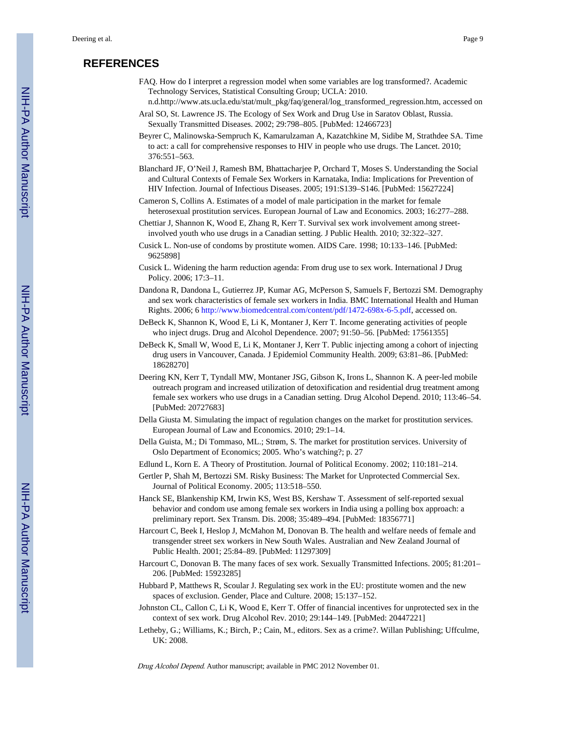## REFERENCES

FAQ. How do I interpret a regression model when some variables are log transformed?. Academic Technology Services, Statistical Consulting Group; UCLA: 2010. n.d.http://www.ats.ucla.edu/stat/mult_pkg/faq/general/log_transformed_regression.htm, accessed on

Aral SO, St. Lawrence JS. The Ecology of Sex Work and Drug Use in Saratov Oblast, Russia. Sexually Transmitted Diseases. 2002; 29:798–805. [PubMed: 12466723]

Beyrer C, Malinowska-Sempruch K, Kamarulzaman A, Kazatchkine M, Sidibe M, Strathdee SA. Time to act: a call for comprehensive responses to HIV in people who use drugs. The Lancet. 2010; 376:551–563.

Blanchard JF, O'Neil J, Ramesh BM, Bhattacharjee P, Orchard T, Moses S. Understanding the Social and Cultural Contexts of Female Sex Workers in Karnataka, India: Implications for Prevention of HIV Infection. Journal of Infectious Diseases. 2005; 191:S139–S146. [PubMed: 15627224]

Cameron S, Collins A. Estimates of a model of male participation in the market for female heterosexual prostitution services. European Journal of Law and Economics. 2003; 16:277–288.

Chettiar J, Shannon K, Wood E, Zhang R, Kerr T. Survival sex work involvement among street-involved youth who use drugs in a Canadian setting. J Public Health. 2010; 32:322–327.

Cusick L. Non-use of condoms by prostitute women. AIDS Care. 1998; 10:133–146. [PubMed: 9625898]

Cusick L. Widening the harm reduction agenda: From drug use to sex work. International J Drug Policy. 2006; 17:3–11.

Dandona R, Dandona L, Gutierrez JP, Kumar AG, McPerson S, Samuels F, Bertozzi SM. Demography and sex work characteristics of female sex workers in India. BMC International Health and Human Rights. 2006; 6 http://www.biomedcentral.com/content/pdf/1472-698x-6-5.pdf, accessed on.

DeBeck K, Shannon K, Wood E, Li K, Montaner J, Kerr T. Income generating activities of people who inject drugs. Drug and Alcohol Dependence. 2007; 91:50–56. [PubMed: 17561355]

DeBeck K, Small W, Wood E, Li K, Montaner J, Kerr T. Public injecting among a cohort of injecting drug users in Vancouver, Canada. J Epidemiol Community Health. 2009; 63:81–86. [PubMed: 18628270]

Deering KN, Kerr T, Tyndall MW, Montaner JSG, Gibson K, Irons L, Shannon K. A peer-led mobile outreach program and increased utilization of detoxification and residential drug treatment among female sex workers who use drugs in a Canadian setting. Drug Alcohol Depend. 2010; 113:46–54. [PubMed: 20727683]

Della Giusta M. Simulating the impact of regulation changes on the market for prostitution services. European Journal of Law and Economics. 2010; 29:1–14.

Della Guista, M.; Di Tommaso, ML.; Strøm, S. The market for prostitution services. University of Oslo Department of Economics; 2005. Who's watching?; p. 27

Edlund L, Korn E. A Theory of Prostitution. Journal of Political Economy. 2002; 110:181–214.

Gertler P, Shah M, Bertozzi SM. Risky Business: The Market for Unprotected Commercial Sex. Journal of Political Economy. 2005; 113:518–550.

Hanck SE, Blankenship KM, Irwin KS, West BS, Kershaw T. Assessment of self-reported sexual behavior and condom use among female sex workers in India using a polling box approach: a preliminary report. Sex Transm. Dis. 2008; 35:489–494. [PubMed: 18356771]

Harcourt C, Beek I, Heslop J, McMahon M, Donovan B. The health and welfare needs of female and transgender street sex workers in New South Wales. Australian and New Zealand Journal of Public Health. 2001; 25:84–89. [PubMed: 11297309]

Harcourt C, Donovan B. The many faces of sex work. Sexually Transmitted Infections. 2005; 81:201–206. [PubMed: 15923285]

Hubbard P, Matthews R, Scoular J. Regulating sex work in the EU: prostitute women and the new spaces of exclusion. Gender, Place and Culture. 2008; 15:137–152.

Johnston CL, Callon C, Li K, Wood E, Kerr T. Offer of financial incentives for unprotected sex in the context of sex work. Drug Alcohol Rev. 2010; 29:144–149. [PubMed: 20447221]

Letheby, G.; Williams, K.; Birch, P.; Cain, M., editors. Sex as a crime?. Willan Publishing; Uffculme, UK: 2008.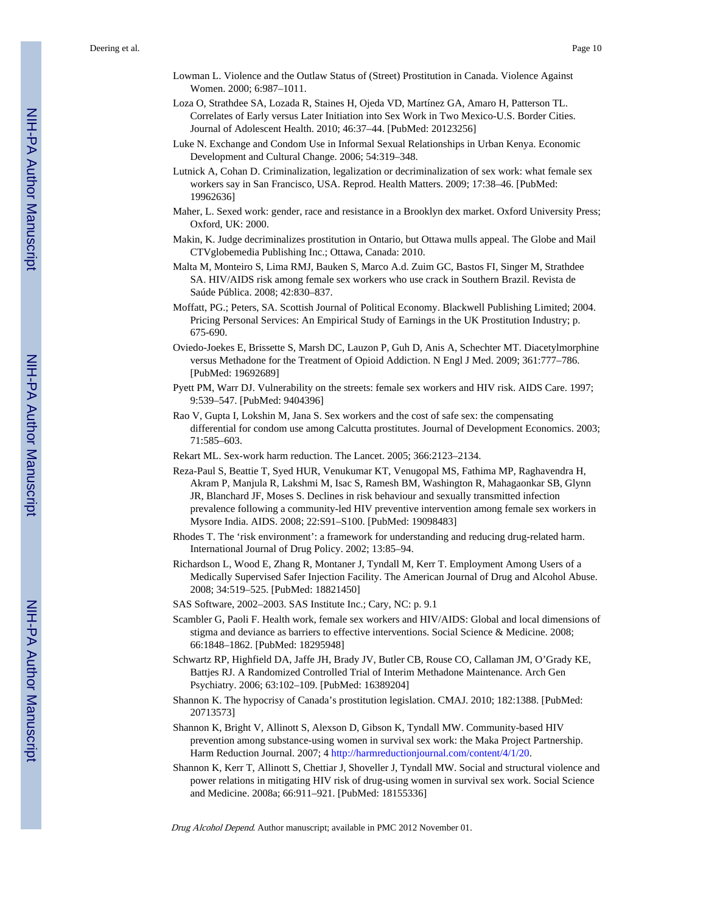Lowman L. Violence and the Outlaw Status of (Street) Prostitution in Canada. Violence Against Women. 2000; 6:987–1011.

Loza O, Strathdee SA, Lozada R, Staines H, Ojeda VD, Martínez GA, Amaro H, Patterson TL. Correlates of Early versus Later Initiation into Sex Work in Two Mexico-U.S. Border Cities. Journal of Adolescent Health. 2010; 46:37–44. [PubMed: 20123256]

Luke N. Exchange and Condom Use in Informal Sexual Relationships in Urban Kenya. Economic Development and Cultural Change. 2006; 54:319–348.

Lutnick A, Cohan D. Criminalization, legalization or decriminalization of sex work: what female sex workers say in San Francisco, USA. Reprod. Health Matters. 2009; 17:38–46. [PubMed: 19962636]

Maher, L. Sexed work: gender, race and resistance in a Brooklyn dex market. Oxford University Press; Oxford, UK: 2000.

Makin, K. Judge decriminalizes prostitution in Ontario, but Ottawa mulls appeal. The Globe and Mail CTVglobemedia Publishing Inc.; Ottawa, Canada: 2010.

Malta M, Monteiro S, Lima RMJ, Bauken S, Marco A.d. Zuim GC, Bastos FI, Singer M, Strathdee SA. HIV/AIDS risk among female sex workers who use crack in Southern Brazil. Revista de Saúde Pública. 2008; 42:830–837.

Moffatt, PG.; Peters, SA. Scottish Journal of Political Economy. Blackwell Publishing Limited; 2004. Pricing Personal Services: An Empirical Study of Earnings in the UK Prostitution Industry; p. 675-690.

Oviedo-Joekes E, Brissette S, Marsh DC, Lauzon P, Guh D, Anis A, Schechter MT. Diacetylmorphine versus Methadone for the Treatment of Opioid Addiction. N Engl J Med. 2009; 361:777–786. [PubMed: 19692689]

Pyett PM, Warr DJ. Vulnerability on the streets: female sex workers and HIV risk. AIDS Care. 1997; 9:539–547. [PubMed: 9404396]

Rao V, Gupta I, Lokshin M, Jana S. Sex workers and the cost of safe sex: the compensating differential for condom use among Calcutta prostitutes. Journal of Development Economics. 2003; 71:585–603.

Rekart ML. Sex-work harm reduction. The Lancet. 2005; 366:2123–2134.

Reza-Paul S, Beattie T, Syed HUR, Venukumar KT, Venugopal MS, Fathima MP, Raghavendra H, Akram P, Manjula R, Lakshmi M, Isac S, Ramesh BM, Washington R, Mahagaonkar SB, Glynn JR, Blanchard JF, Moses S. Declines in risk behaviour and sexually transmitted infection prevalence following a community-led HIV preventive intervention among female sex workers in Mysore India. AIDS. 2008; 22:S91–S100. [PubMed: 19098483]

Rhodes T. The 'risk environment': a framework for understanding and reducing drug-related harm. International Journal of Drug Policy. 2002; 13:85–94.

Richardson L, Wood E, Zhang R, Montaner J, Tyndall M, Kerr T. Employment Among Users of a Medically Supervised Safer Injection Facility. The American Journal of Drug and Alcohol Abuse. 2008; 34:519–525. [PubMed: 18821450]

SAS Software, 2002–2003. SAS Institute Inc.; Cary, NC: p. 9.1

Scambler G, Paoli F. Health work, female sex workers and HIV/AIDS: Global and local dimensions of stigma and deviance as barriers to effective interventions. Social Science & Medicine. 2008; 66:1848–1862. [PubMed: 18295948]

Schwartz RP, Highfield DA, Jaffe JH, Brady JV, Butler CB, Rouse CO, Callaman JM, O'Grady KE, Battjes RJ. A Randomized Controlled Trial of Interim Methadone Maintenance. Arch Gen Psychiatry. 2006; 63:102–109. [PubMed: 16389204]

Shannon K. The hypocrisy of Canada's prostitution legislation. CMAJ. 2010; 182:1388. [PubMed: 20713573]

Shannon K, Bright V, Allinott S, Alexson D, Gibson K, Tyndall MW. Community-based HIV prevention among substance-using women in survival sex work: the Maka Project Partnership. Harm Reduction Journal. 2007; 4 http://harmreductionjournal.com/content/4/1/20.

Shannon K, Kerr T, Allinott S, Chettiar J, Shoveller J, Tyndall MW. Social and structural violence and power relations in mitigating HIV risk of drug-using women in survival sex work. Social Science and Medicine. 2008a; 66:911–921. [PubMed: 18155336]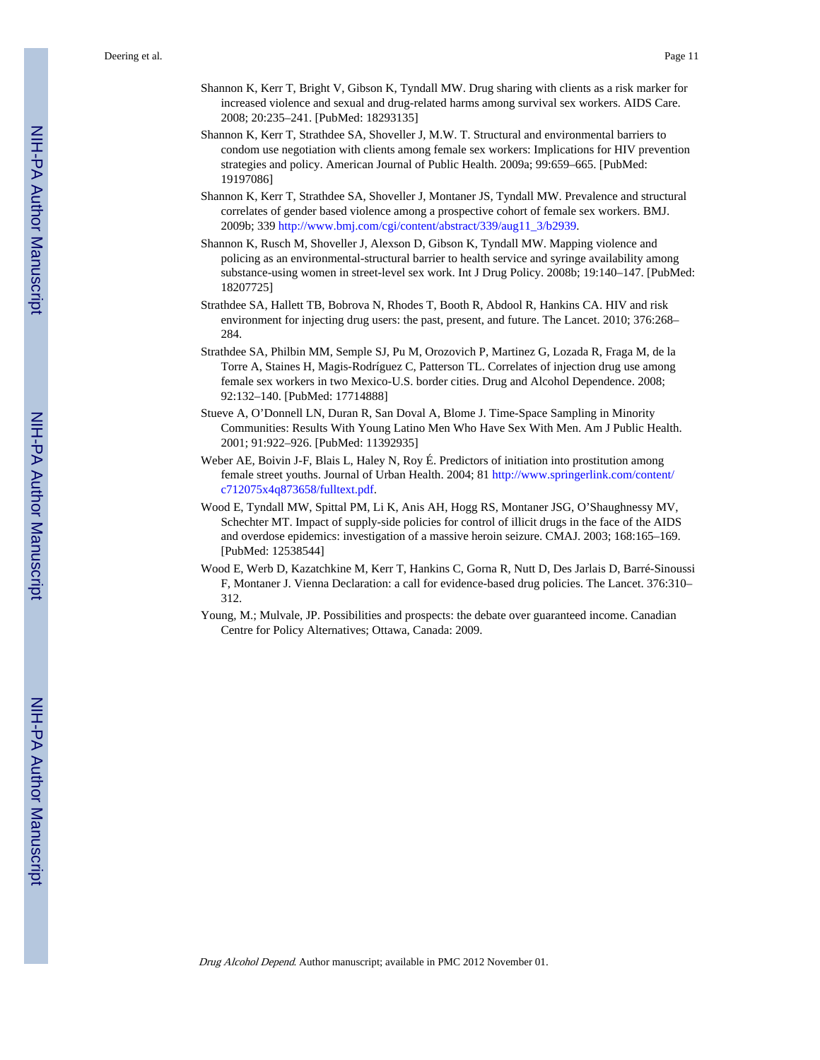Shannon K, Kerr T, Bright V, Gibson K, Tyndall MW. Drug sharing with clients as a risk marker for increased violence and sexual and drug-related harms among survival sex workers. AIDS Care. 2008; 20:235–241. [PubMed: 18293135]

Shannon K, Kerr T, Strathdee SA, Shoveller J, M.W. T. Structural and environmental barriers to condom use negotiation with clients among female sex workers: Implications for HIV prevention strategies and policy. American Journal of Public Health. 2009a; 99:659–665. [PubMed: 19197086]

Shannon K, Kerr T, Strathdee SA, Shoveller J, Montaner JS, Tyndall MW. Prevalence and structural correlates of gender based violence among a prospective cohort of female sex workers. BMJ. 2009b; 339 http://www.bmj.com/cgi/content/abstract/339/aug11_3/b2939.

Shannon K, Rusch M, Shoveller J, Alexson D, Gibson K, Tyndall MW. Mapping violence and policing as an environmental-structural barrier to health service and syringe availability among substance-using women in street-level sex work. Int J Drug Policy. 2008b; 19:140–147. [PubMed: 18207725]

Strathdee SA, Hallett TB, Bobrova N, Rhodes T, Booth R, Abdool R, Hankins CA. HIV and risk environment for injecting drug users: the past, present, and future. The Lancet. 2010; 376:268–284.

Strathdee SA, Philbin MM, Semple SJ, Pu M, Orozovich P, Martinez G, Lozada R, Fraga M, de la Torre A, Staines H, Magis-Rodríguez C, Patterson TL. Correlates of injection drug use among female sex workers in two Mexico-U.S. border cities. Drug and Alcohol Dependence. 2008; 92:132–140. [PubMed: 17714888]

Stueve A, O'Donnell LN, Duran R, San Doval A, Blome J. Time-Space Sampling in Minority Communities: Results With Young Latino Men Who Have Sex With Men. Am J Public Health. 2001; 91:922–926. [PubMed: 11392935]

Weber AE, Boivin J-F, Blais L, Haley N, Roy É. Predictors of initiation into prostitution among female street youths. Journal of Urban Health. 2004; 81 http://www.springerlink.com/content/c712075x4q873658/fulltext.pdf.

Wood E, Tyndall MW, Spittal PM, Li K, Anis AH, Hogg RS, Montaner JSG, O'Shaughnessy MV, Schechter MT. Impact of supply-side policies for control of illicit drugs in the face of the AIDS and overdose epidemics: investigation of a massive heroin seizure. CMAJ. 2003; 168:165–169. [PubMed: 12538544]

Wood E, Werb D, Kazatchkine M, Kerr T, Hankins C, Gorna R, Nutt D, Des Jarlais D, Barré-Sinoussi F, Montaner J. Vienna Declaration: a call for evidence-based drug policies. The Lancet. 376:310–312.

Young, M.; Mulvale, JP. Possibilities and prospects: the debate over guaranteed income. Canadian Centre for Policy Alternatives; Ottawa, Canada: 2009.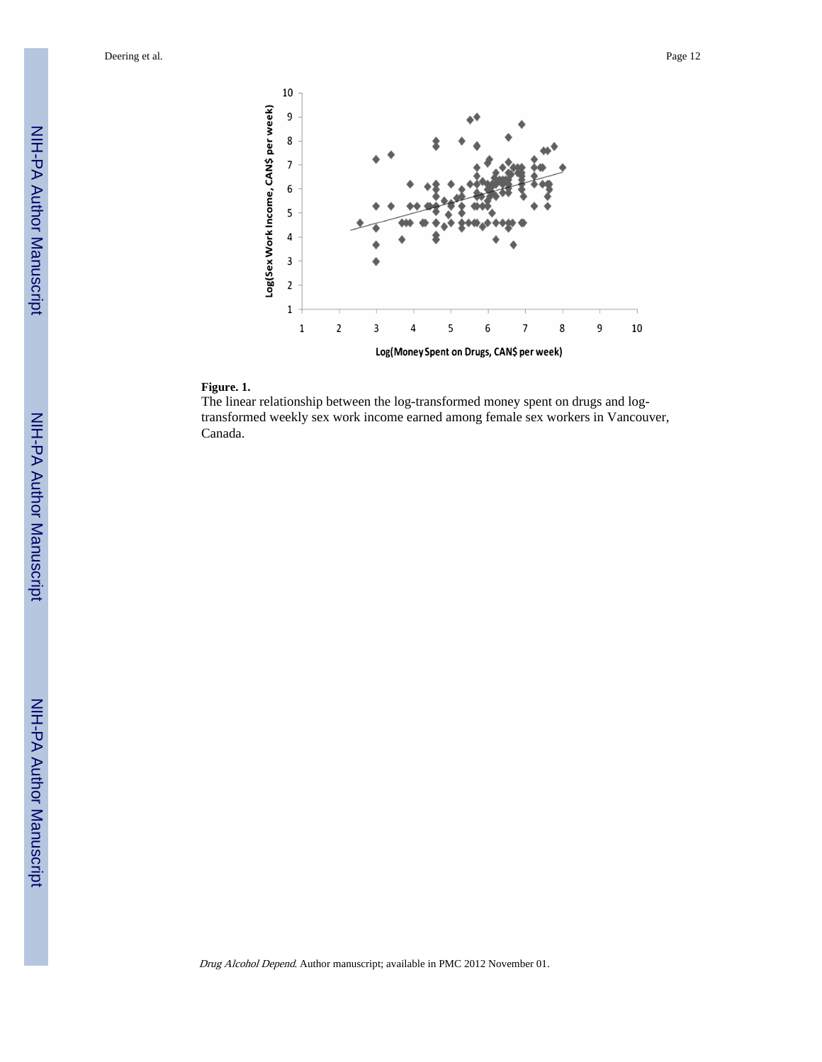**Figure. 1.**

The linear relationship between the log-transformed money spent on drugs and log-transformed weekly sex work income earned among female sex workers in Vancouver, Canada.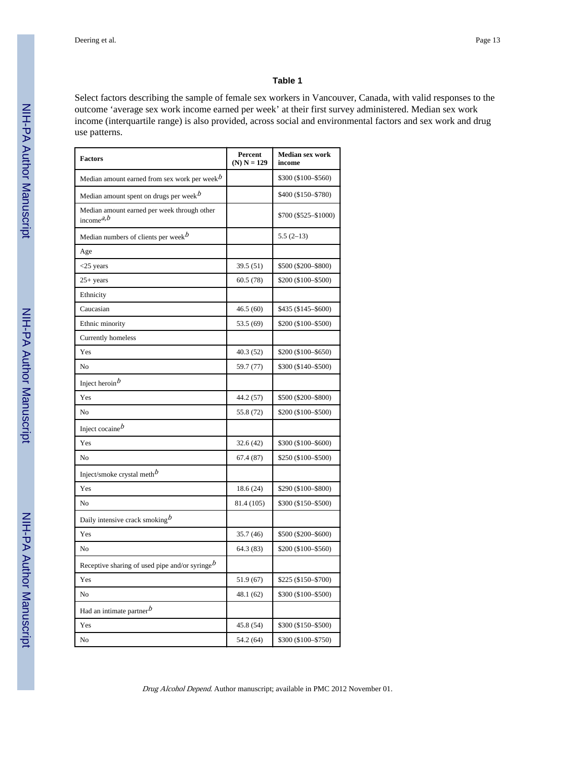**Table 1**

Select factors describing the sample of female sex workers in Vancouver, Canada, with valid responses to the outcome 'average sex work income earned per week' at their first survey administered. Median sex work income (interquartile range) is also provided, across social and environmental factors and sex work and drug use patterns.

| Factors | Percent (N) N = 129 | Median sex work income |
|---|---|---|
| Median amount earned from sex work per week[b] | | \$300 (\$100–\$560) |
| Median amount spent on drugs per week[b] | | \$400 (\$150–\$780) |
| Median amount earned per week through other income[a,b] | | \$700 (\$525–\$1000) |
| Median numbers of clients per week[b] | | 5.5 (2–13) |
| Age | | |
| <25 years | 39.5 (51) | \$500 (\$200–\$800) |
| 25+ years | 60.5 (78) | \$200 (\$100–\$500) |
| Ethnicity | | |
| Caucasian | 46.5 (60) | \$435 (\$145–\$600) |
| Ethnic minority | 53.5 (69) | \$200 (\$100–\$500) |
| Currently homeless | | |
| Yes | 40.3 (52) | \$200 (\$100–\$650) |
| No | 59.7 (77) | \$300 (\$140–\$500) |
| Inject heroin[b] | | |
| Yes | 44.2 (57) | \$500 (\$200–\$800) |
| No | 55.8 (72) | \$200 (\$100–\$500) |
| Inject cocaine[b] | | |
| Yes | 32.6 (42) | \$300 (\$100–\$600) |
| No | 67.4 (87) | \$250 (\$100–\$500) |
| Inject/smoke crystal meth[b] | | |
| Yes | 18.6 (24) | \$290 (\$100–\$800) |
| No | 81.4 (105) | \$300 (\$150–\$500) |
| Daily intensive crack smoking[b] | | |
| Yes | 35.7 (46) | \$500 (\$200–\$600) |
| No | 64.3 (83) | \$200 (\$100–\$560) |
| Receptive sharing of used pipe and/or syringe[b] | | |
| Yes | 51.9 (67) | \$225 (\$150–\$700) |
| No | 48.1 (62) | \$300 (\$100–\$500) |
| Had an intimate partner[b] | | |
| Yes | 45.8 (54) | \$300 (\$150–\$500) |
| No | 54.2 (64) | \$300 (\$100–\$750) |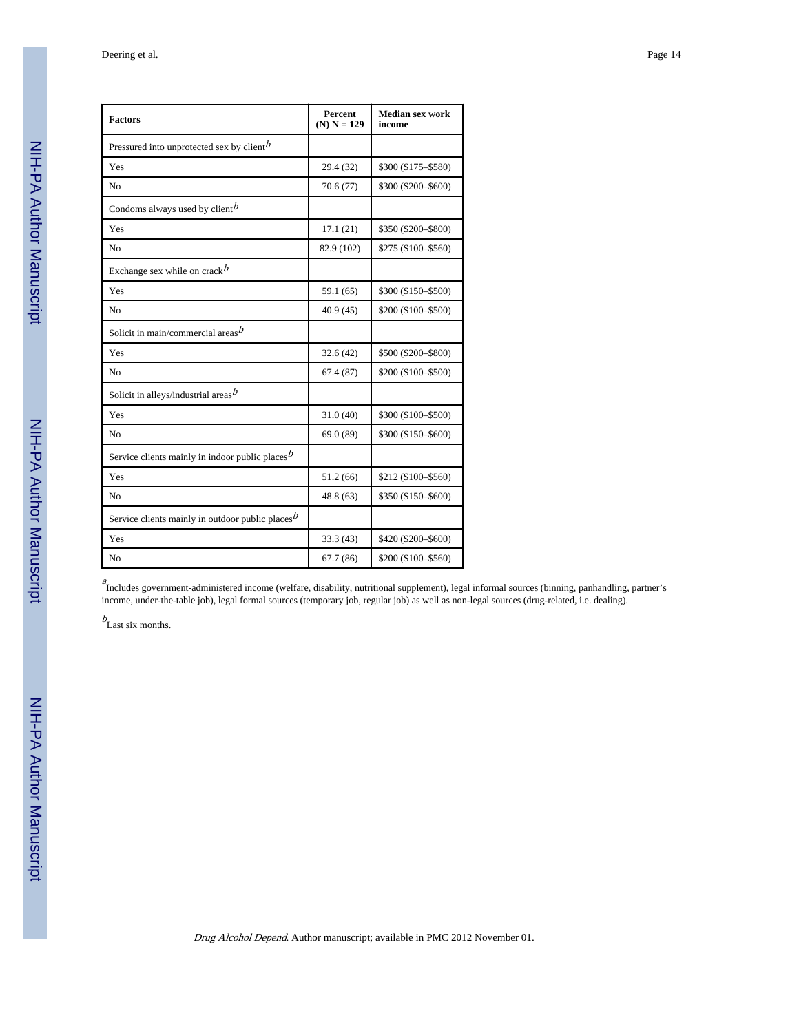| Factors | Percent (N) N = 129 | Median sex work income |
| --- | --- | --- |
| Pressured into unprotected sex by client[b] | | |
| Yes | 29.4 (32) | $300 ($175–$580) |
| No | 70.6 (77) | $300 ($200–$600) |
| Condoms always used by client[b] | | |
| Yes | 17.1 (21) | $350 ($200–$800) |
| No | 82.9 (102) | $275 ($100–$560) |
| Exchange sex while on crack[b] | | |
| Yes | 59.1 (65) | $300 ($150–$500) |
| No | 40.9 (45) | $200 ($100–$500) |
| Solicit in main/commercial areas[b] | | |
| Yes | 32.6 (42) | $500 ($200–$800) |
| No | 67.4 (87) | $200 ($100–$500) |
| Solicit in alleys/industrial areas[b] | | |
| Yes | 31.0 (40) | $300 ($100–$500) |
| No | 69.0 (89) | $300 ($150–$600) |
| Service clients mainly in indoor public places[b] | | |
| Yes | 51.2 (66) | $212 ($100–$560) |
| No | 48.8 (63) | $350 ($150–$600) |
| Service clients mainly in outdoor public places[b] | | |
| Yes | 33.3 (43) | $420 ($200–$600) |
| No | 67.7 (86) | $200 ($100–$560) |

[a]Includes government-administered income (welfare, disability, nutritional supplement), legal informal sources (binning, panhandling, partner's income, under-the-table job), legal formal sources (temporary job, regular job) as well as non-legal sources (drug-related, i.e. dealing).

[b]Last six months.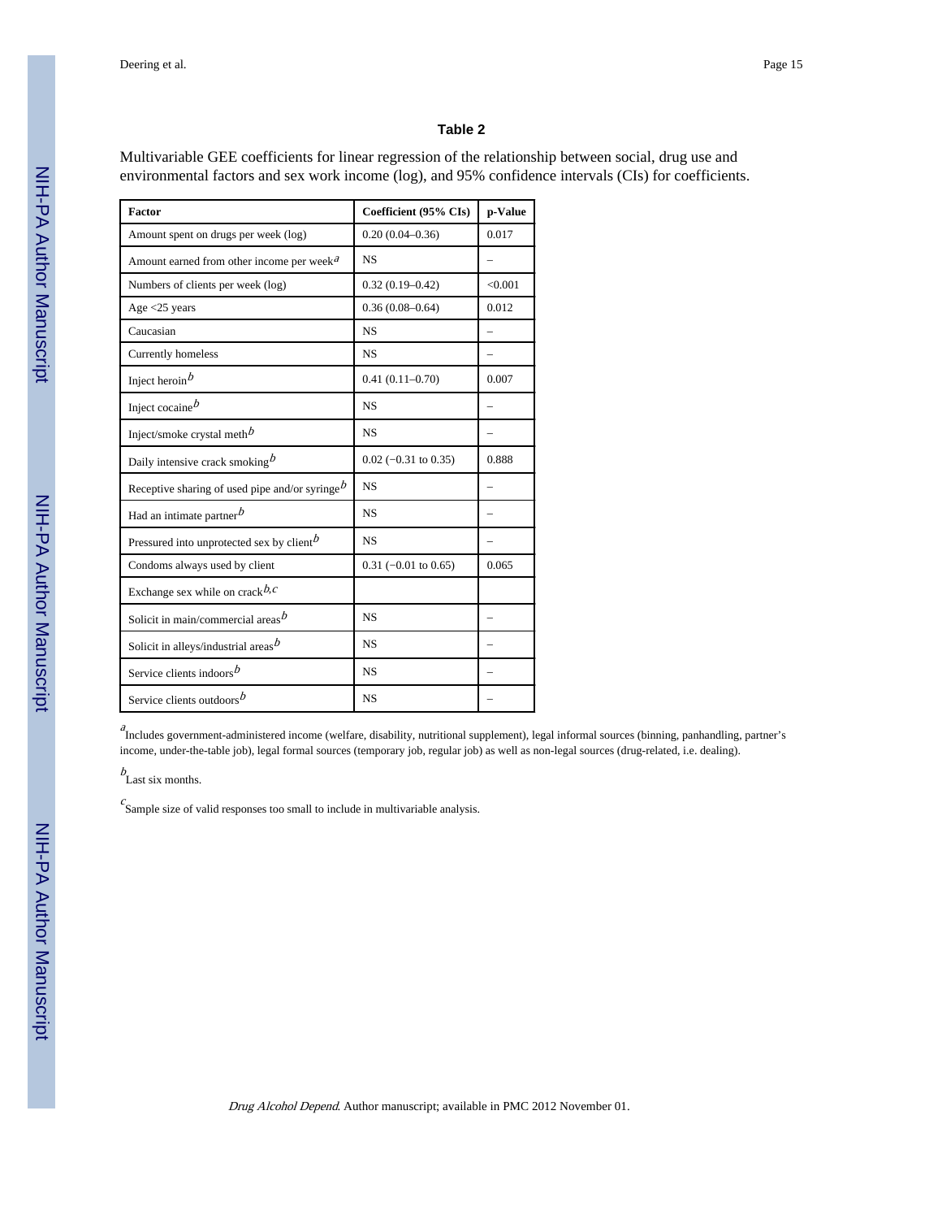## Table 2

Multivariable GEE coefficients for linear regression of the relationship between social, drug use and environmental factors and sex work income (log), and 95% confidence intervals (CIs) for coefficients.

| Factor | Coefficient (95% CIs) | p-Value |
|---|---|---|
| Amount spent on drugs per week (log) | 0.20 (0.04–0.36) | 0.017 |
| Amount earned from other income per week[a] | NS | – |
| Numbers of clients per week (log) | 0.32 (0.19–0.42) | <0.001 |
| Age <25 years | 0.36 (0.08–0.64) | 0.012 |
| Caucasian | NS | – |
| Currently homeless | NS | – |
| Inject heroin[b] | 0.41 (0.11–0.70) | 0.007 |
| Inject cocaine[b] | NS | – |
| Inject/smoke crystal meth[b] | NS | – |
| Daily intensive crack smoking[b] | 0.02 (−0.31 to 0.35) | 0.888 |
| Receptive sharing of used pipe and/or syringe[b] | NS | – |
| Had an intimate partner[b] | NS | – |
| Pressured into unprotected sex by client[b] | NS | – |
| Condoms always used by client | 0.31 (−0.01 to 0.65) | 0.065 |
| Exchange sex while on crack[b,c] | | |
| Solicit in main/commercial areas[b] | NS | – |
| Solicit in alleys/industrial areas[b] | NS | – |
| Service clients indoors[b] | NS | – |
| Service clients outdoors[b] | NS | – |

[a]Includes government-administered income (welfare, disability, nutritional supplement), legal informal sources (binning, panhandling, partner's income, under-the-table job), legal formal sources (temporary job, regular job) as well as non-legal sources (drug-related, i.e. dealing).

[b]Last six months.

[c]Sample size of valid responses too small to include in multivariable analysis.